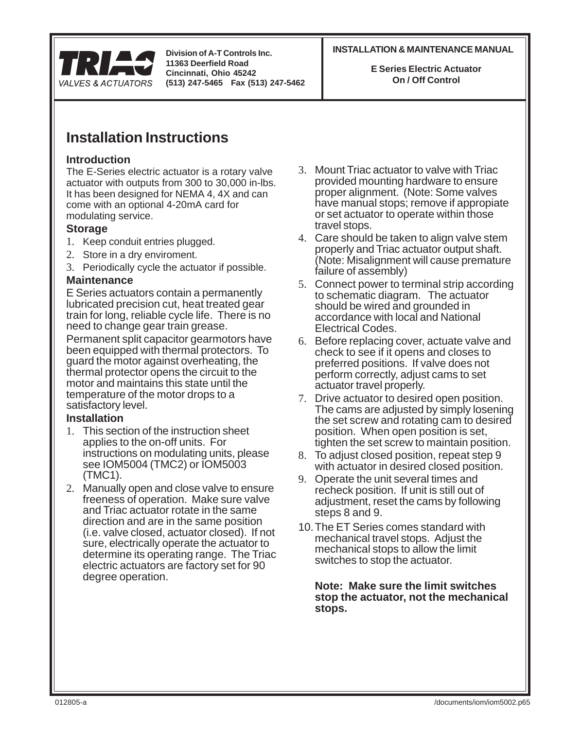TRIAC VALVES & ACTUATORS

**Division of A-T Controls Inc.**
**11363 Deerfield Road**
**Cincinnati, Ohio 45242**
**(513) 247-5465 Fax (513) 247-5462**

**INSTALLATION & MAINTENANCE MANUAL**

**E Series Electric Actuator**
**On / Off Control**

# Installation Instructions

### Introduction

The E-Series electric actuator is a rotary valve actuator with outputs from 300 to 30,000 in-lbs. It has been designed for NEMA 4, 4X and can come with an optional 4-20mA card for modulating service.

### Storage

1. Keep conduit entries plugged.
2. Store in a dry enviroment.
3. Periodically cycle the actuator if possible.

### Maintenance

E Series actuators contain a permanently lubricated precision cut, heat treated gear train for long, reliable cycle life. There is no need to change gear train grease.

Permanent split capacitor gearmotors have been equipped with thermal protectors. To guard the motor against overheating, the thermal protector opens the circuit to the motor and maintains this state until the temperature of the motor drops to a satisfactory level.

### Installation

1. This section of the instruction sheet applies to the on-off units. For instructions on modulating units, please see IOM5004 (TMC2) or IOM5003 (TMC1).
2. Manually open and close valve to ensure freeness of operation. Make sure valve and Triac actuator rotate in the same direction and are in the same position (i.e. valve closed, actuator closed). If not sure, electrically operate the actuator to determine its operating range. The Triac electric actuators are factory set for 90 degree operation.
3. Mount Triac actuator to valve with Triac provided mounting hardware to ensure proper alignment. (Note: Some valves have manual stops; remove if appropiate or set actuator to operate within those travel stops.
4. Care should be taken to align valve stem properly and Triac actuator output shaft. (Note: Misalignment will cause premature failure of assembly)
5. Connect power to terminal strip according to schematic diagram. The actuator should be wired and grounded in accordance with local and National Electrical Codes.
6. Before replacing cover, actuate valve and check to see if it opens and closes to preferred positions. If valve does not perform correctly, adjust cams to set actuator travel properly.
7. Drive actuator to desired open position. The cams are adjusted by simply losening the set screw and rotating cam to desired position. When open position is set, tighten the set screw to maintain position.
8. To adjust closed position, repeat step 9 with actuator in desired closed position.
9. Operate the unit several times and recheck position. If unit is still out of adjustment, reset the cams by following steps 8 and 9.
10. The ET Series comes standard with mechanical travel stops. Adjust the mechanical stops to allow the limit switches to stop the actuator.

**Note: Make sure the limit switches stop the actuator, not the mechanical stops.**

012805-a /documents/iom/iom5002.p65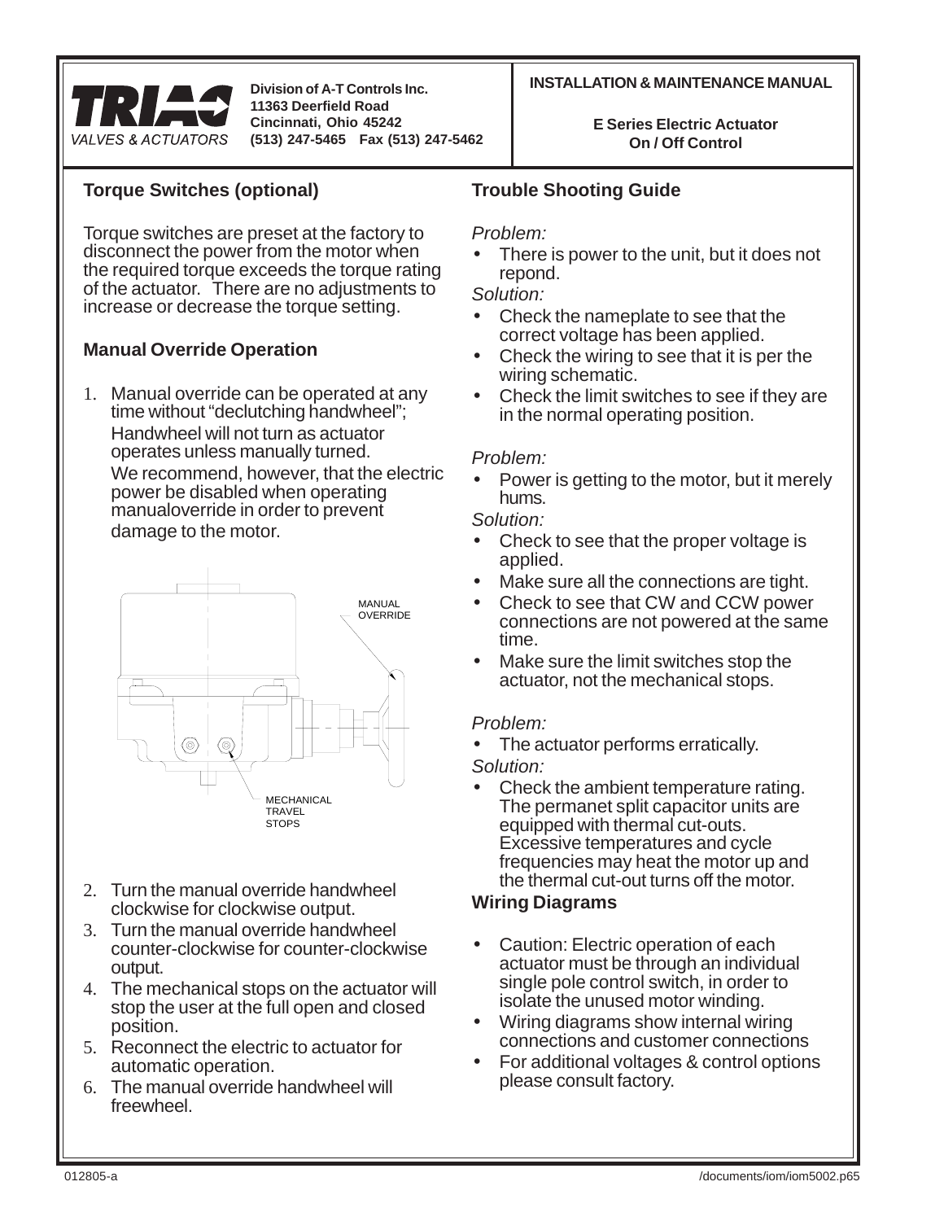TRIAC VALVES & ACTUATORS

Division of A-T Controls Inc.
11363 Deerfield Road
Cincinnati, Ohio 45242
(513) 247-5465 Fax (513) 247-5462

**INSTALLATION & MAINTENANCE MANUAL**

**E Series Electric Actuator**
**On / Off Control**

### Torque Switches (optional)

Torque switches are preset at the factory to disconnect the power from the motor when the required torque exceeds the torque rating of the actuator. There are no adjustments to increase or decrease the torque setting.

### Manual Override Operation

1. Manual override can be operated at any time without "declutching handwheel"; Handwheel will not turn as actuator operates unless manually turned. We recommend, however, that the electric power be disabled when operating manualoverride in order to prevent damage to the motor.

MANUAL OVERRIDE

MECHANICAL TRAVEL STOPS

2. Turn the manual override handwheel clockwise for clockwise output.
3. Turn the manual override handwheel counter-clockwise for counter-clockwise output.
4. The mechanical stops on the actuator will stop the user at the full open and closed position.
5. Reconnect the electric to actuator for automatic operation.
6. The manual override handwheel will freewheel.

### Trouble Shooting Guide

*Problem:*

- There is power to the unit, but it does not repond.

*Solution:*

- Check the nameplate to see that the correct voltage has been applied.
- Check the wiring to see that it is per the wiring schematic.
- Check the limit switches to see if they are in the normal operating position.

*Problem:*

- Power is getting to the motor, but it merely hums.

*Solution:*

- Check to see that the proper voltage is applied.
- Make sure all the connections are tight.
- Check to see that CW and CCW power connections are not powered at the same time.
- Make sure the limit switches stop the actuator, not the mechanical stops.

*Problem:*

- The actuator performs erratically.

*Solution:*

- Check the ambient temperature rating. The permanet split capacitor units are equipped with thermal cut-outs. Excessive temperatures and cycle frequencies may heat the motor up and the thermal cut-out turns off the motor.

### Wiring Diagrams

- Caution: Electric operation of each actuator must be through an individual single pole control switch, in order to isolate the unused motor winding.
- Wiring diagrams show internal wiring connections and customer connections
- For additional voltages & control options please consult factory.

012805-a /documents/iom/iom5002.p65